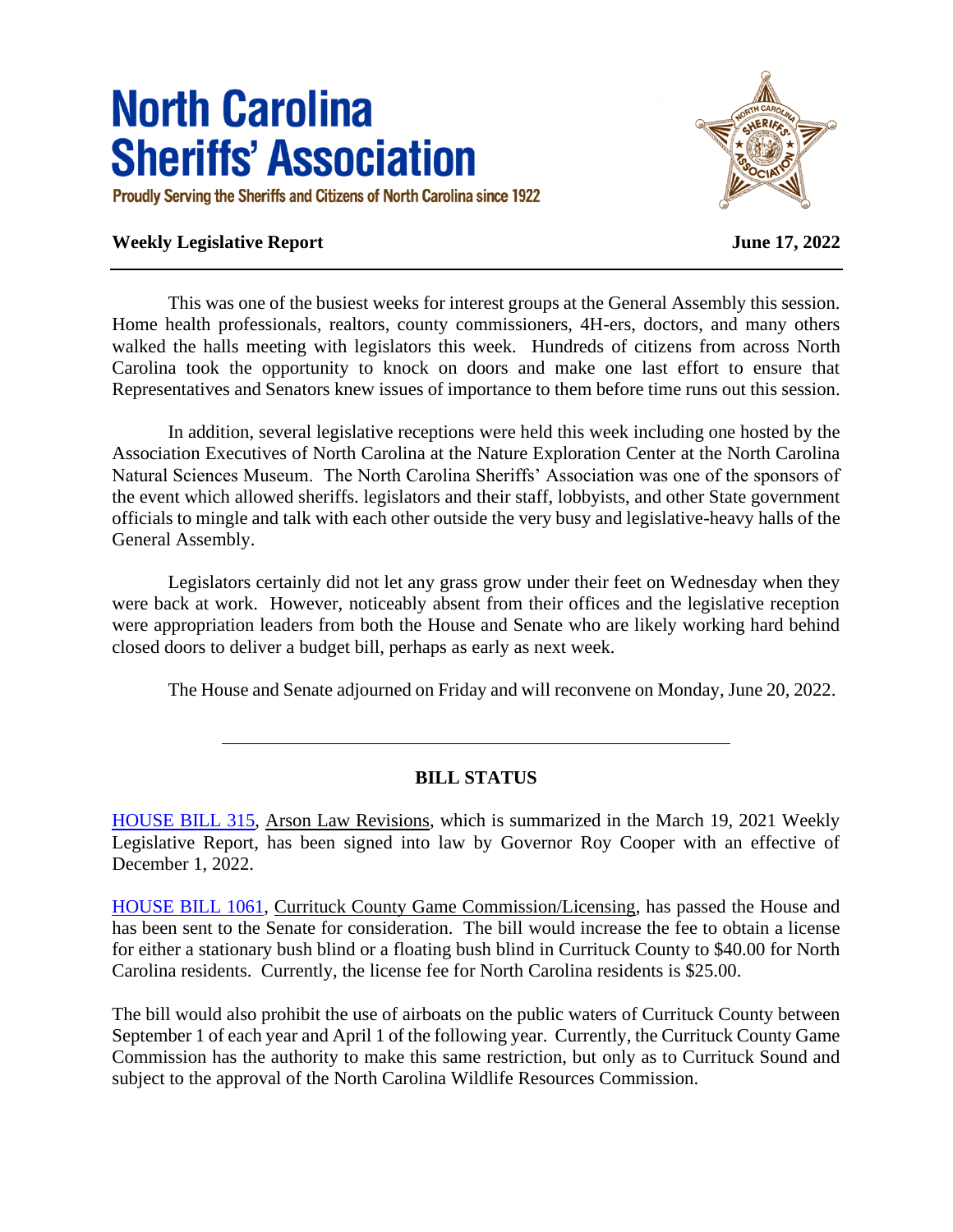# North Carolina Sheriffs' Association

Proudly Serving the Sheriffs and Citizens of North Carolina since 1922

**Weekly Legislative Report** **June 17, 2022**

---

This was one of the busiest weeks for interest groups at the General Assembly this session. Home health professionals, realtors, county commissioners, 4H-ers, doctors, and many others walked the halls meeting with legislators this week. Hundreds of citizens from across North Carolina took the opportunity to knock on doors and make one last effort to ensure that Representatives and Senators knew issues of importance to them before time runs out this session.

In addition, several legislative receptions were held this week including one hosted by the Association Executives of North Carolina at the Nature Exploration Center at the North Carolina Natural Sciences Museum. The North Carolina Sheriffs' Association was one of the sponsors of the event which allowed sheriffs. legislators and their staff, lobbyists, and other State government officials to mingle and talk with each other outside the very busy and legislative-heavy halls of the General Assembly.

Legislators certainly did not let any grass grow under their feet on Wednesday when they were back at work. However, noticeably absent from their offices and the legislative reception were appropriation leaders from both the House and Senate who are likely working hard behind closed doors to deliver a budget bill, perhaps as early as next week.

The House and Senate adjourned on Friday and will reconvene on Monday, June 20, 2022.

---

## BILL STATUS

HOUSE BILL 315, Arson Law Revisions, which is summarized in the March 19, 2021 Weekly Legislative Report, has been signed into law by Governor Roy Cooper with an effective of December 1, 2022.

HOUSE BILL 1061, Currituck County Game Commission/Licensing, has passed the House and has been sent to the Senate for consideration. The bill would increase the fee to obtain a license for either a stationary bush blind or a floating bush blind in Currituck County to $40.00 for North Carolina residents. Currently, the license fee for North Carolina residents is $25.00.

The bill would also prohibit the use of airboats on the public waters of Currituck County between September 1 of each year and April 1 of the following year. Currently, the Currituck County Game Commission has the authority to make this same restriction, but only as to Currituck Sound and subject to the approval of the North Carolina Wildlife Resources Commission.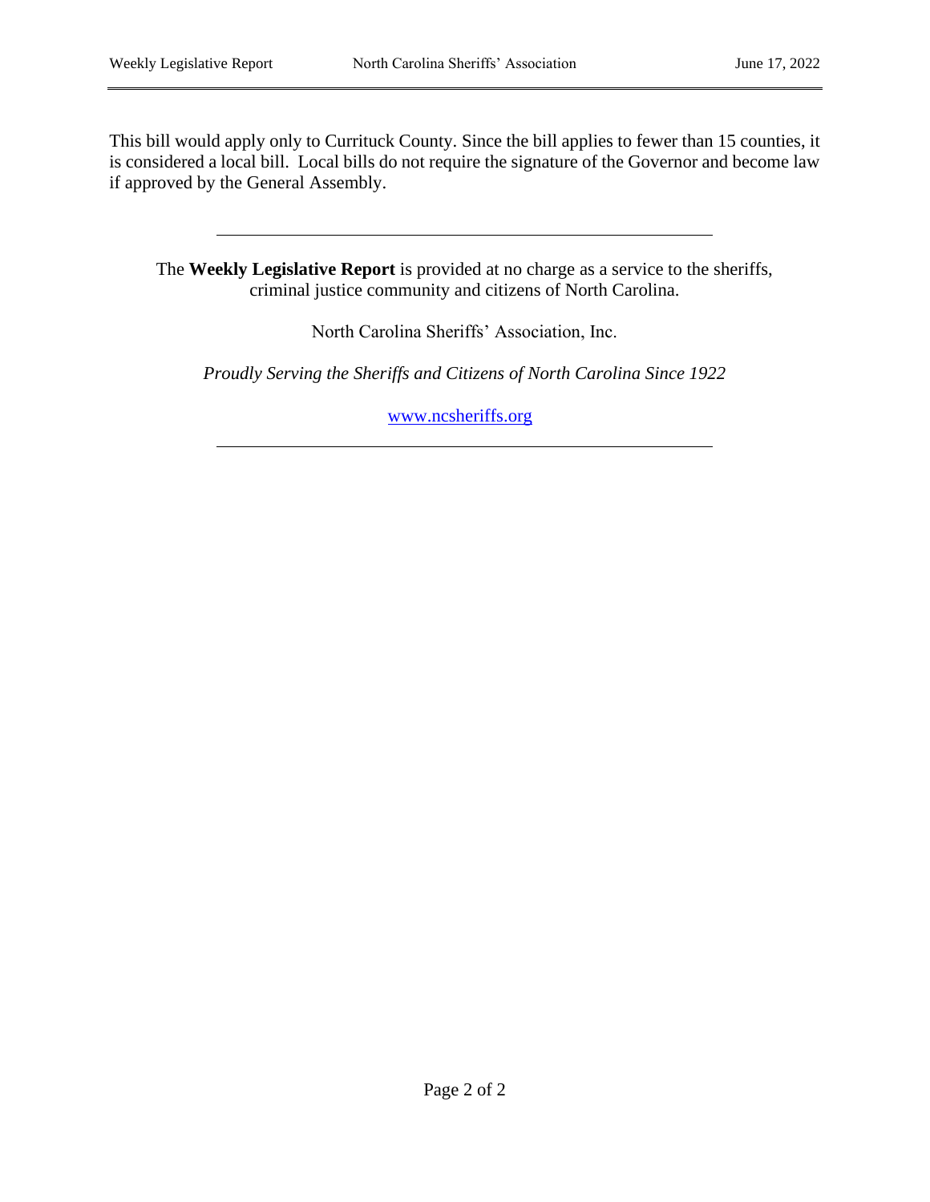This bill would apply only to Currituck County. Since the bill applies to fewer than 15 counties, it is considered a local bill. Local bills do not require the signature of the Governor and become law if approved by the General Assembly.

---

The **Weekly Legislative Report** is provided at no charge as a service to the sheriffs, criminal justice community and citizens of North Carolina.

North Carolina Sheriffs' Association, Inc.

*Proudly Serving the Sheriffs and Citizens of North Carolina Since 1922*

[www.ncsheriffs.org](http://www.ncsheriffs.org)

---